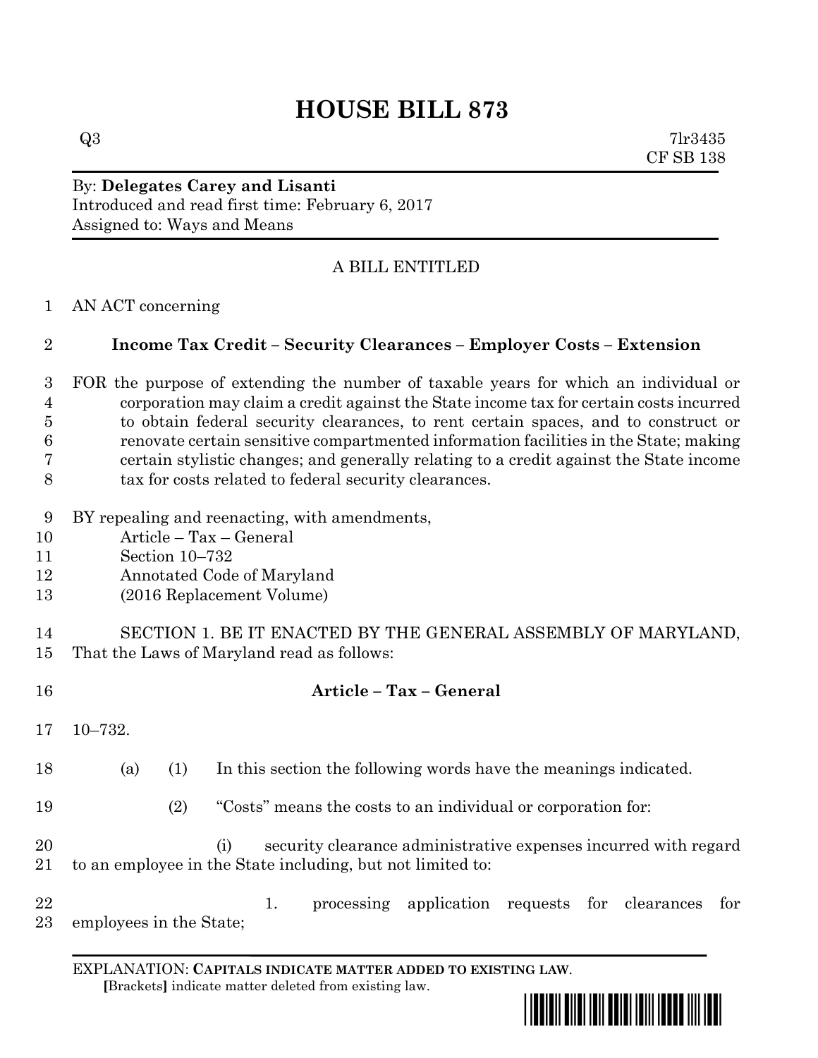# HOUSE BILL 873

Q3 7lr3435
CF SB 138

By: **Delegates Carey and Lisanti**
Introduced and read first time: February 6, 2017
Assigned to: Ways and Means

A BILL ENTITLED

AN ACT concerning

**Income Tax Credit – Security Clearances – Employer Costs – Extension**

FOR the purpose of extending the number of taxable years for which an individual or corporation may claim a credit against the State income tax for certain costs incurred to obtain federal security clearances, to rent certain spaces, and to construct or renovate certain sensitive compartmented information facilities in the State; making certain stylistic changes; and generally relating to a credit against the State income tax for costs related to federal security clearances.

BY repealing and reenacting, with amendments,
Article – Tax – General
Section 10–732
Annotated Code of Maryland
(2016 Replacement Volume)

SECTION 1. BE IT ENACTED BY THE GENERAL ASSEMBLY OF MARYLAND, That the Laws of Maryland read as follows:

**Article – Tax – General**

10–732.

(a) (1) In this section the following words have the meanings indicated.

(2) "Costs" means the costs to an individual or corporation for:

(i) security clearance administrative expenses incurred with regard to an employee in the State including, but not limited to:

1. processing application requests for clearances for employees in the State;

EXPLANATION: **CAPITALS INDICATE MATTER ADDED TO EXISTING LAW**.
**[**Brackets**]** indicate matter deleted from existing law.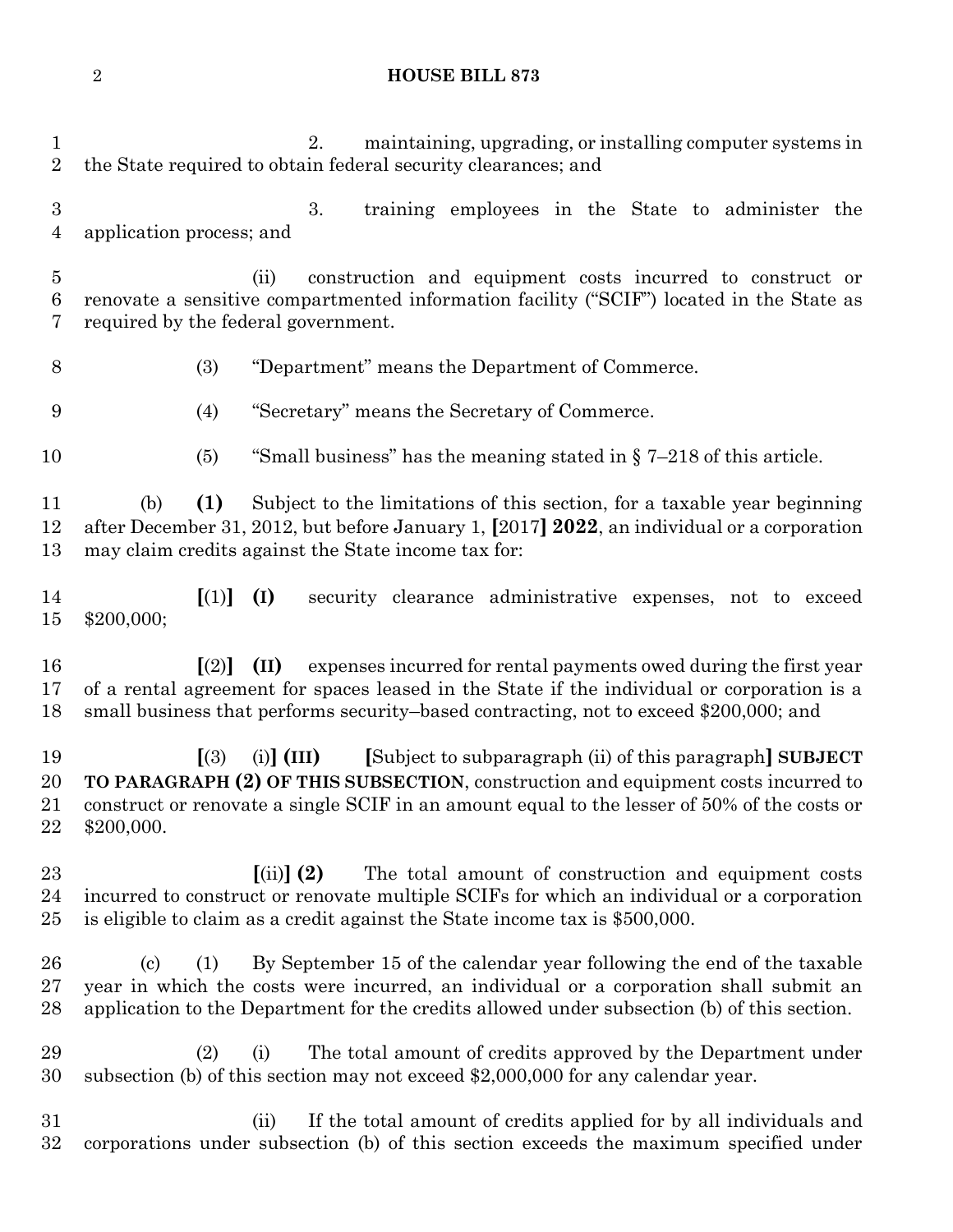2. maintaining, upgrading, or installing computer systems in the State required to obtain federal security clearances; and

3. training employees in the State to administer the application process; and

(ii) construction and equipment costs incurred to construct or renovate a sensitive compartmented information facility ("SCIF") located in the State as required by the federal government.

(3) "Department" means the Department of Commerce.

(4) "Secretary" means the Secretary of Commerce.

(5) "Small business" has the meaning stated in § 7–218 of this article.

(b) **(1)** Subject to the limitations of this section, for a taxable year beginning after December 31, 2012, but before January 1, [2017] **2022**, an individual or a corporation may claim credits against the State income tax for:

[(1)] **(I)** security clearance administrative expenses, not to exceed $200,000;

[(2)] **(II)** expenses incurred for rental payments owed during the first year of a rental agreement for spaces leased in the State if the individual or corporation is a small business that performs security–based contracting, not to exceed $200,000; and

[(3) (i)] **(III)** [Subject to subparagraph (ii) of this paragraph] **SUBJECT TO PARAGRAPH (2) OF THIS SUBSECTION**, construction and equipment costs incurred to construct or renovate a single SCIF in an amount equal to the lesser of 50% of the costs or $200,000.

[(ii)] **(2)** The total amount of construction and equipment costs incurred to construct or renovate multiple SCIFs for which an individual or a corporation is eligible to claim as a credit against the State income tax is $500,000.

(c) (1) By September 15 of the calendar year following the end of the taxable year in which the costs were incurred, an individual or a corporation shall submit an application to the Department for the credits allowed under subsection (b) of this section.

(2) (i) The total amount of credits approved by the Department under subsection (b) of this section may not exceed $2,000,000 for any calendar year.

(ii) If the total amount of credits applied for by all individuals and corporations under subsection (b) of this section exceeds the maximum specified under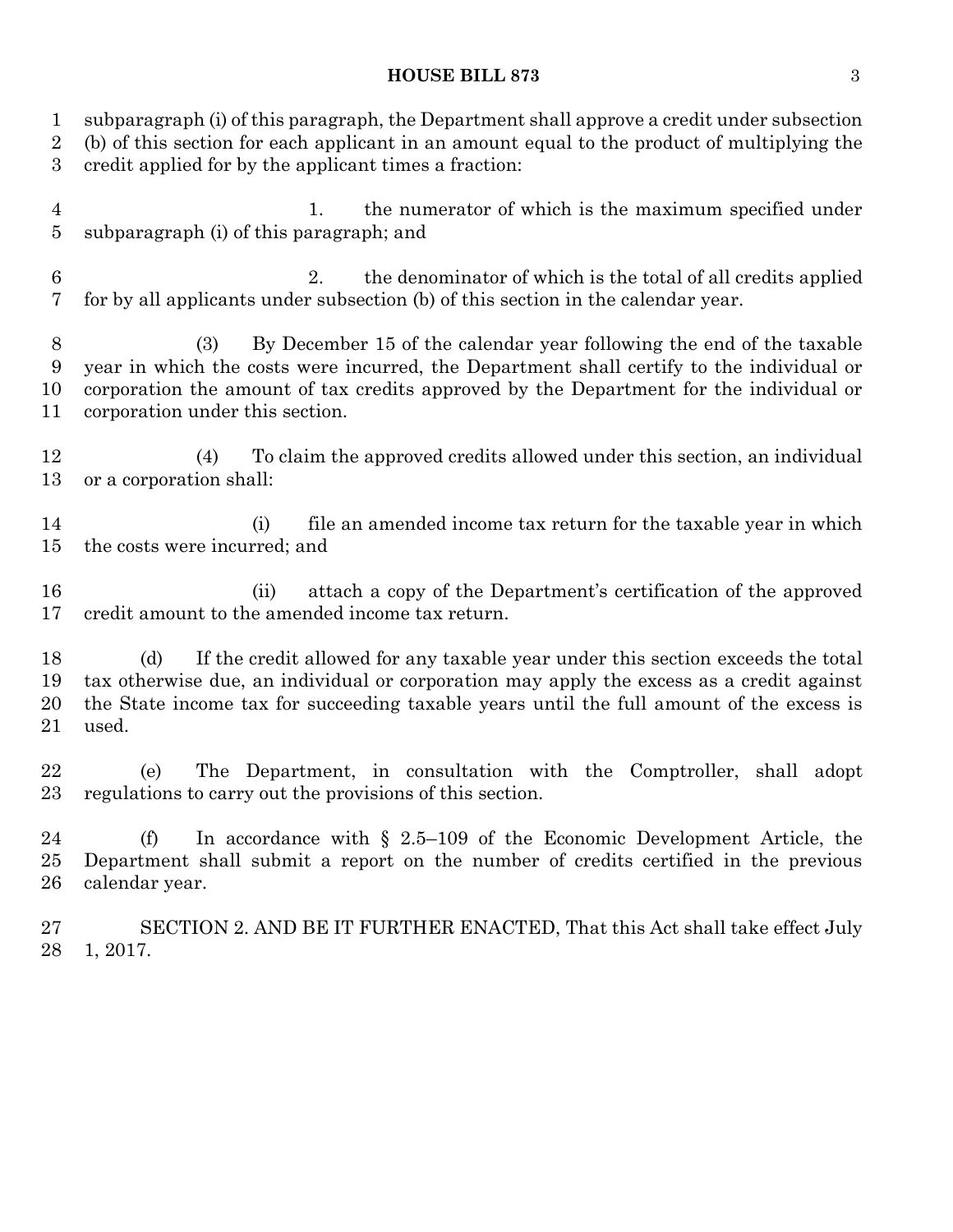subparagraph (i) of this paragraph, the Department shall approve a credit under subsection (b) of this section for each applicant in an amount equal to the product of multiplying the credit applied for by the applicant times a fraction:

1. the numerator of which is the maximum specified under subparagraph (i) of this paragraph; and

2. the denominator of which is the total of all credits applied for by all applicants under subsection (b) of this section in the calendar year.

(3) By December 15 of the calendar year following the end of the taxable year in which the costs were incurred, the Department shall certify to the individual or corporation the amount of tax credits approved by the Department for the individual or corporation under this section.

(4) To claim the approved credits allowed under this section, an individual or a corporation shall:

(i) file an amended income tax return for the taxable year in which the costs were incurred; and

(ii) attach a copy of the Department's certification of the approved credit amount to the amended income tax return.

(d) If the credit allowed for any taxable year under this section exceeds the total tax otherwise due, an individual or corporation may apply the excess as a credit against the State income tax for succeeding taxable years until the full amount of the excess is used.

(e) The Department, in consultation with the Comptroller, shall adopt regulations to carry out the provisions of this section.

(f) In accordance with § 2.5–109 of the Economic Development Article, the Department shall submit a report on the number of credits certified in the previous calendar year.

SECTION 2. AND BE IT FURTHER ENACTED, That this Act shall take effect July 1, 2017.